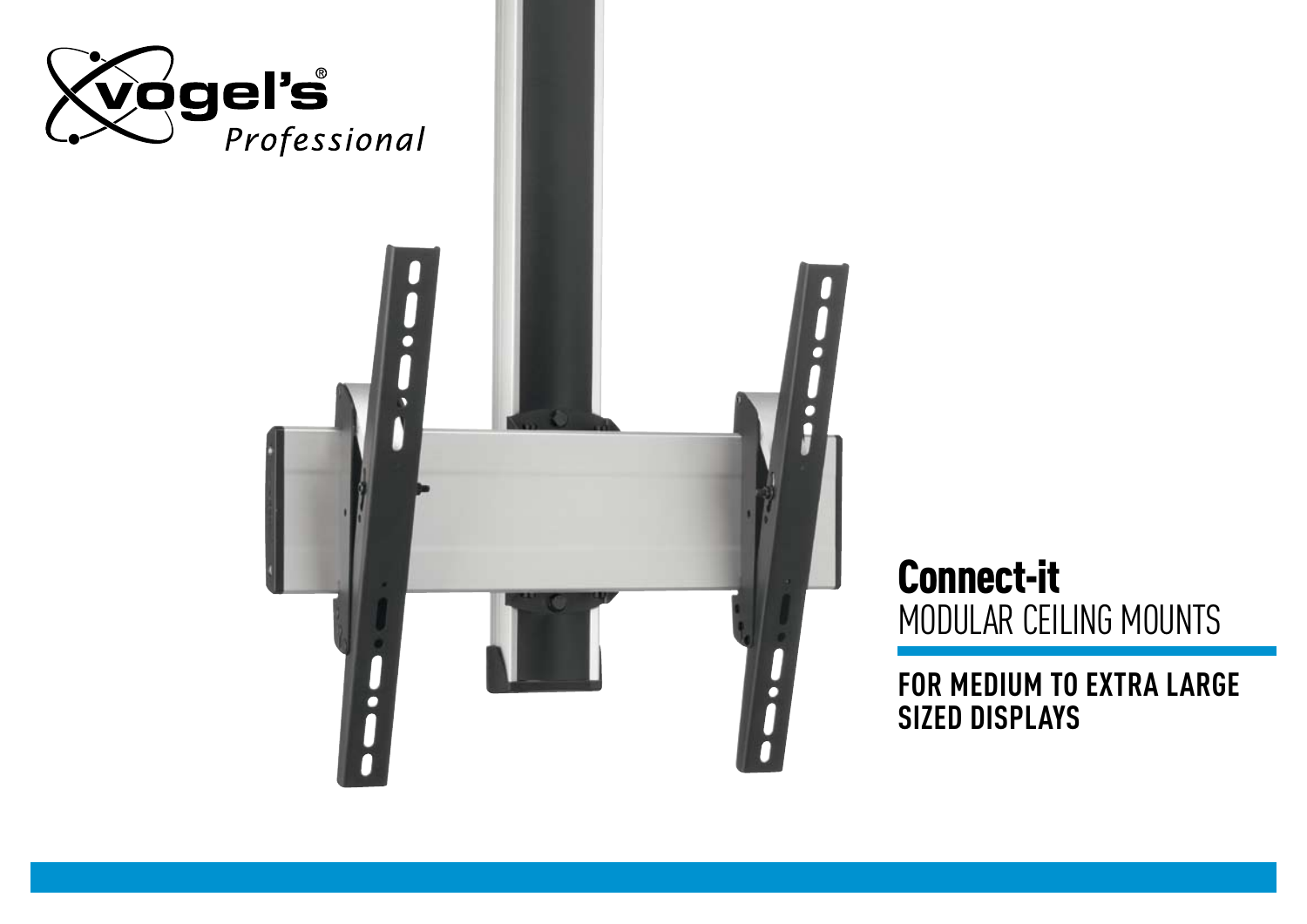vogel's® Professional

# Connect-it

## MODULAR CEILING MOUNTS

**FOR MEDIUM TO EXTRA LARGE SIZED DISPLAYS**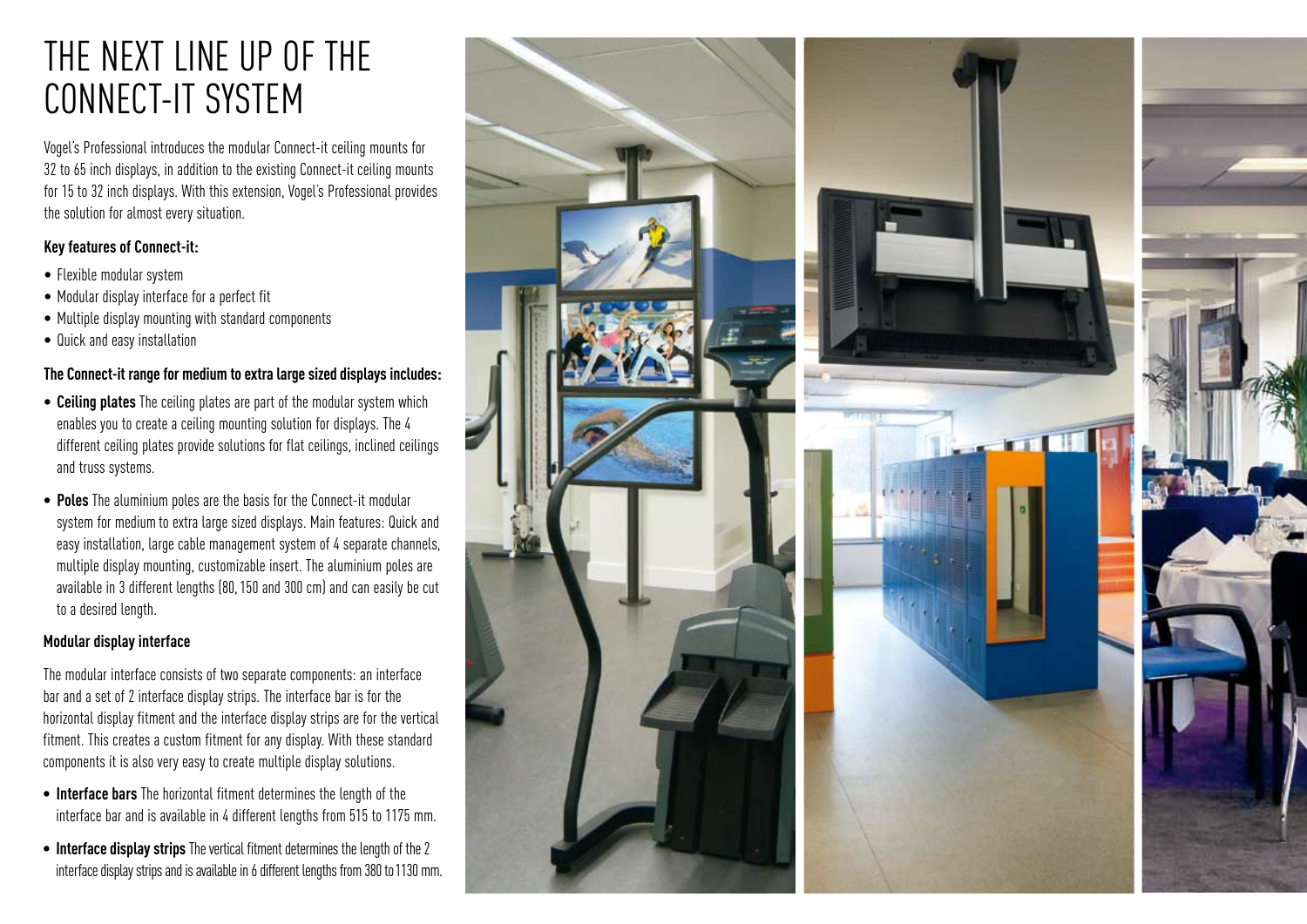# THE NEXT LINE UP OF THE CONNECT-IT SYSTEM

Vogel's Professional introduces the modular Connect-it ceiling mounts for 32 to 65 inch displays, in addition to the existing Connect-it ceiling mounts for 15 to 32 inch displays. With this extension, Vogel's Professional provides the solution for almost every situation.

**Key features of Connect-it:**

- Flexible modular system
- Modular display interface for a perfect fit
- Multiple display mounting with standard components
- Quick and easy installation

**The Connect-it range for medium to extra large sized displays includes:**

- **Ceiling plates** The ceiling plates are part of the modular system which enables you to create a ceiling mounting solution for displays. The 4 different ceiling plates provide solutions for flat ceilings, inclined ceilings and truss systems.
- **Poles** The aluminium poles are the basis for the Connect-it modular system for medium to extra large sized displays. Main features: Quick and easy installation, large cable management system of 4 separate channels, multiple display mounting, customizable insert. The aluminium poles are available in 3 different lengths (80, 150 and 300 cm) and can easily be cut to a desired length.

**Modular display interface**

The modular interface consists of two separate components: an interface bar and a set of 2 interface display strips. The interface bar is for the horizontal display fitment and the interface display strips are for the vertical fitment. This creates a custom fitment for any display. With these standard components it is also very easy to create multiple display solutions.

- **Interface bars** The horizontal fitment determines the length of the interface bar and is available in 4 different lengths from 515 to 1175 mm.
- **Interface display strips** The vertical fitment determines the length of the 2 interface display strips and is available in 6 different lengths from 380 to 1130 mm.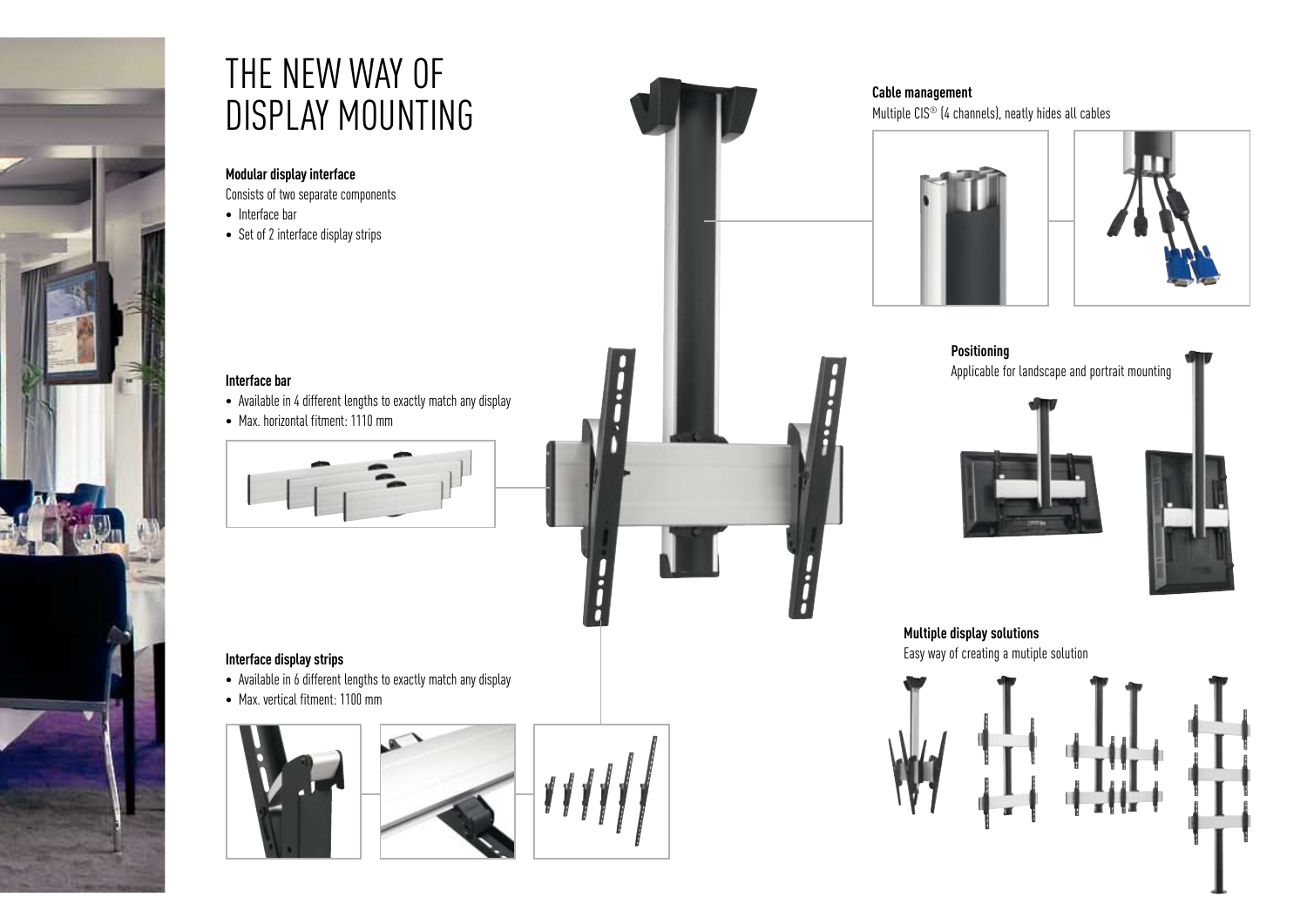# THE NEW WAY OF DISPLAY MOUNTING

**Modular display interface**

Consists of two separate components

- Interface bar
- Set of 2 interface display strips

**Interface bar**

- Available in 4 different lengths to exactly match any display
- Max. horizontal fitment: 1110 mm

**Interface display strips**

- Available in 6 different lengths to exactly match any display
- Max. vertical fitment: 1100 mm

**Cable management**

Multiple CIS® (4 channels), neatly hides all cables

**Positioning**

Applicable for landscape and portrait mounting

**Multiple display solutions**

Easy way of creating a mutiple solution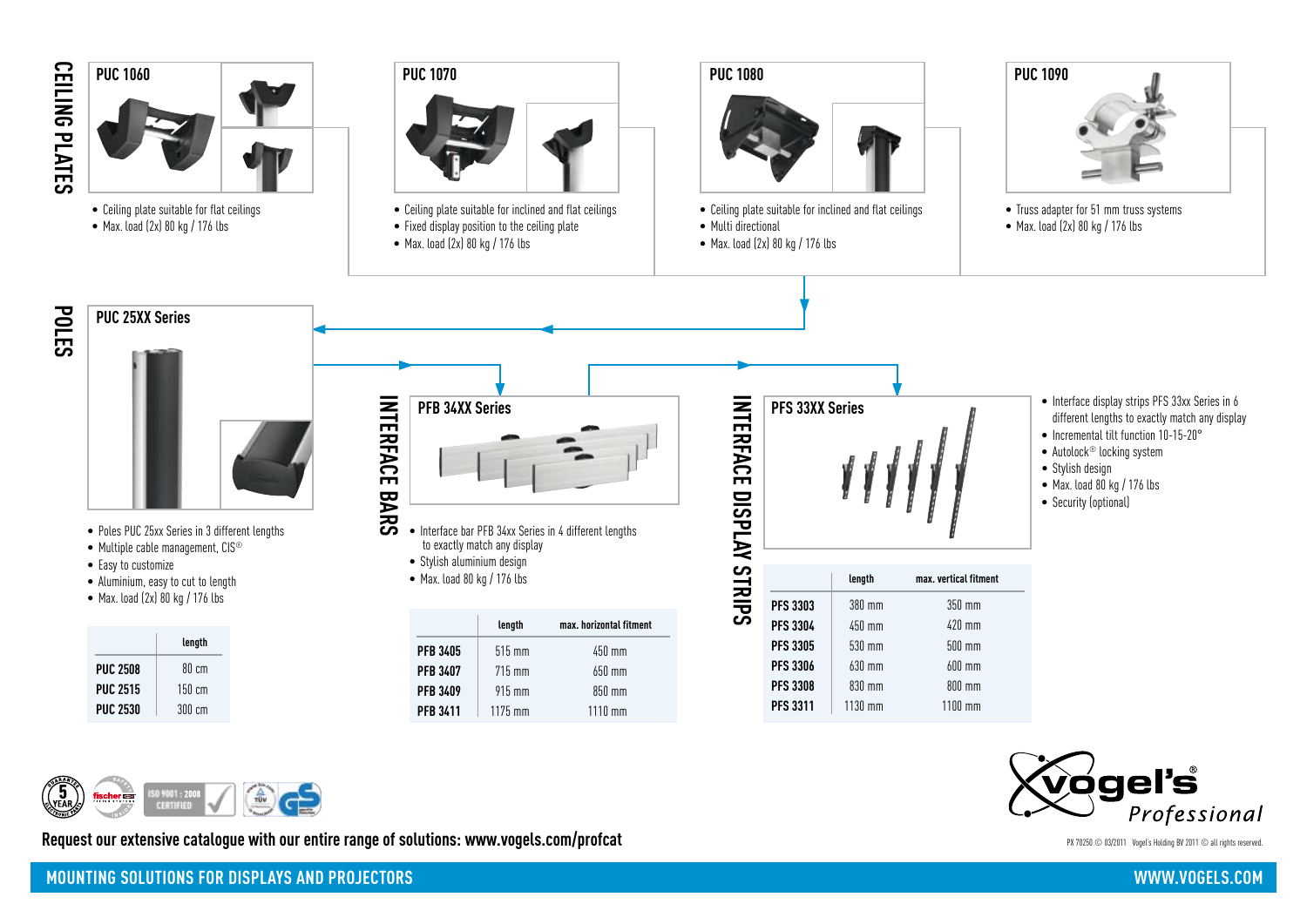## CEILING PLATES

### PUC 1060

- Ceiling plate suitable for flat ceilings
- Max. load (2x) 80 kg / 176 lbs

### PUC 1070

- Ceiling plate suitable for inclined and flat ceilings
- Fixed display position to the ceiling plate
- Max. load (2x) 80 kg / 176 lbs

### PUC 1080

- Ceiling plate suitable for inclined and flat ceilings
- Multi directional
- Max. load (2x) 80 kg / 176 lbs

### PUC 1090

- Truss adapter for 51 mm truss systems
- Max. load (2x) 80 kg / 176 lbs

## POLES

### PUC 25XX Series

- Poles PUC 25xx Series in 3 different lengths
- Multiple cable management, CIS®
- Easy to customize
- Aluminium, easy to cut to length
- Max. load (2x) 80 kg / 176 lbs

| | length |
|---|---|
| **PUC 2508** | 80 cm |
| **PUC 2515** | 150 cm |
| **PUC 2530** | 300 cm |

## INTERFACE BARS

### PFB 34XX Series

- Interface bar PFB 34xx Series in 4 different lengths to exactly match any display
- Stylish aluminium design
- Max. load 80 kg / 176 lbs

| | length | max. horizontal fitment |
|---|---|---|
| **PFB 3405** | 515 mm | 450 mm |
| **PFB 3407** | 715 mm | 650 mm |
| **PFB 3409** | 915 mm | 850 mm |
| **PFB 3411** | 1175 mm | 1110 mm |

## INTERFACE DISPLAY STRIPS

### PFS 33XX Series

- Interface display strips PFS 33xx Series in 6 different lengths to exactly match any display
- Incremental tilt function 10-15-20°
- Autolock® locking system
- Stylish design
- Max. load 80 kg / 176 lbs
- Security (optional)

| | length | max. vertical fitment |
|---|---|---|
| **PFS 3303** | 380 mm | 350 mm |
| **PFS 3304** | 450 mm | 420 mm |
| **PFS 3305** | 530 mm | 500 mm |
| **PFS 3306** | 630 mm | 600 mm |
| **PFS 3308** | 830 mm | 800 mm |
| **PFS 3311** | 1130 mm | 1100 mm |

5 YEAR GUARANTEE · fischer · ISO 9001 : 2008 CERTIFIED · TÜV · GS

vogel's® Professional

**Request our extensive catalogue with our entire range of solutions: www.vogels.com/profcat**

PX 70250 © 03/2011 Vogel's Holding BV 2011 © all rights reserved.

MOUNTING SOLUTIONS FOR DISPLAYS AND PROJECTORS — WWW.VOGELS.COM